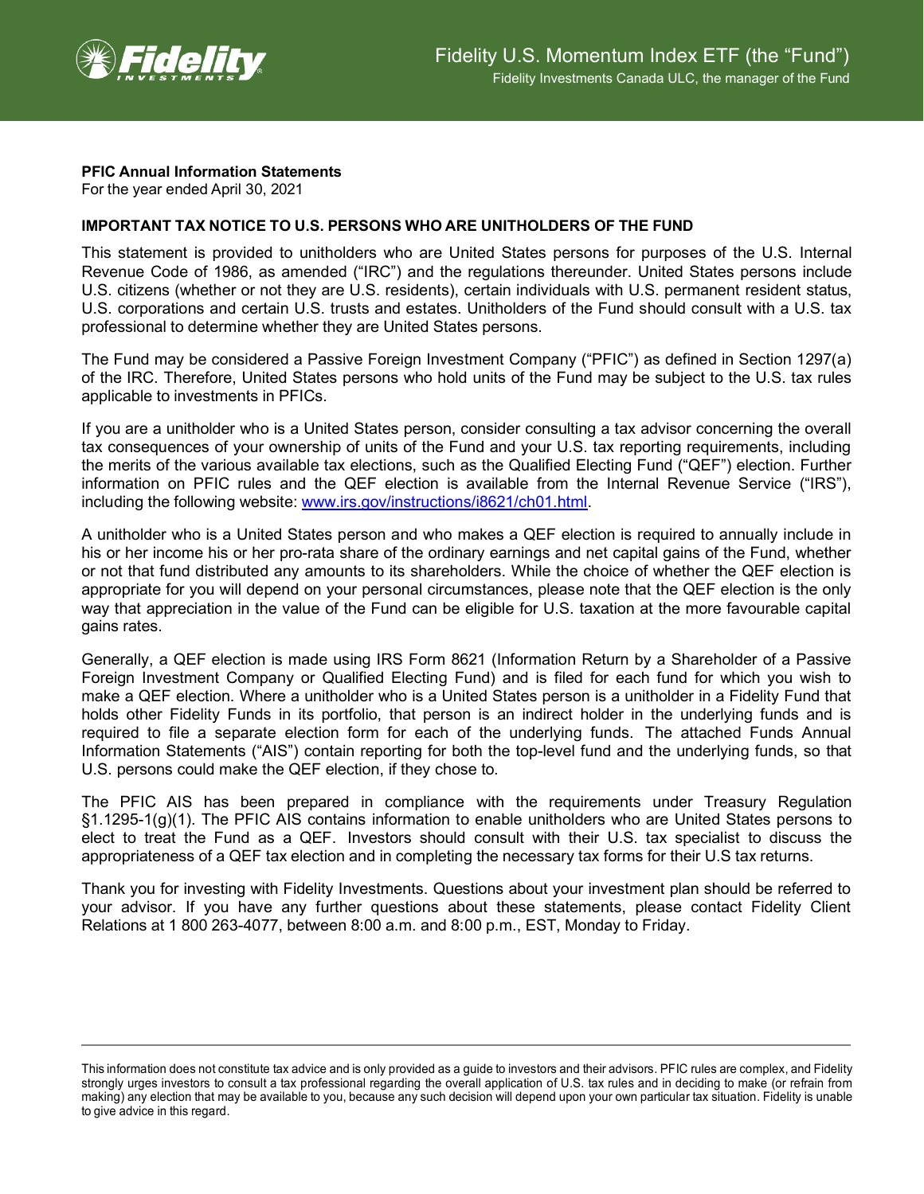# Fidelity U.S. Momentum Index ETF (the "Fund")

Fidelity Investments Canada ULC, the manager of the Fund

**PFIC Annual Information Statements**
For the year ended April 30, 2021

**IMPORTANT TAX NOTICE TO U.S. PERSONS WHO ARE UNITHOLDERS OF THE FUND**

This statement is provided to unitholders who are United States persons for purposes of the U.S. Internal Revenue Code of 1986, as amended ("IRC") and the regulations thereunder. United States persons include U.S. citizens (whether or not they are U.S. residents), certain individuals with U.S. permanent resident status, U.S. corporations and certain U.S. trusts and estates. Unitholders of the Fund should consult with a U.S. tax professional to determine whether they are United States persons.

The Fund may be considered a Passive Foreign Investment Company ("PFIC") as defined in Section 1297(a) of the IRC. Therefore, United States persons who hold units of the Fund may be subject to the U.S. tax rules applicable to investments in PFICs.

If you are a unitholder who is a United States person, consider consulting a tax advisor concerning the overall tax consequences of your ownership of units of the Fund and your U.S. tax reporting requirements, including the merits of the various available tax elections, such as the Qualified Electing Fund ("QEF") election. Further information on PFIC rules and the QEF election is available from the Internal Revenue Service ("IRS"), including the following website: [www.irs.gov/instructions/i8621/ch01.html](www.irs.gov/instructions/i8621/ch01.html).

A unitholder who is a United States person and who makes a QEF election is required to annually include in his or her income his or her pro-rata share of the ordinary earnings and net capital gains of the Fund, whether or not that fund distributed any amounts to its shareholders. While the choice of whether the QEF election is appropriate for you will depend on your personal circumstances, please note that the QEF election is the only way that appreciation in the value of the Fund can be eligible for U.S. taxation at the more favourable capital gains rates.

Generally, a QEF election is made using IRS Form 8621 (Information Return by a Shareholder of a Passive Foreign Investment Company or Qualified Electing Fund) and is filed for each fund for which you wish to make a QEF election. Where a unitholder who is a United States person is a unitholder in a Fidelity Fund that holds other Fidelity Funds in its portfolio, that person is an indirect holder in the underlying funds and is required to file a separate election form for each of the underlying funds. The attached Funds Annual Information Statements ("AIS") contain reporting for both the top-level fund and the underlying funds, so that U.S. persons could make the QEF election, if they chose to.

The PFIC AIS has been prepared in compliance with the requirements under Treasury Regulation §1.1295-1(g)(1). The PFIC AIS contains information to enable unitholders who are United States persons to elect to treat the Fund as a QEF. Investors should consult with their U.S. tax specialist to discuss the appropriateness of a QEF tax election and in completing the necessary tax forms for their U.S tax returns.

Thank you for investing with Fidelity Investments. Questions about your investment plan should be referred to your advisor. If you have any further questions about these statements, please contact Fidelity Client Relations at 1 800 263-4077, between 8:00 a.m. and 8:00 p.m., EST, Monday to Friday.

---

This information does not constitute tax advice and is only provided as a guide to investors and their advisors. PFIC rules are complex, and Fidelity strongly urges investors to consult a tax professional regarding the overall application of U.S. tax rules and in deciding to make (or refrain from making) any election that may be available to you, because any such decision will depend upon your own particular tax situation. Fidelity is unable to give advice in this regard.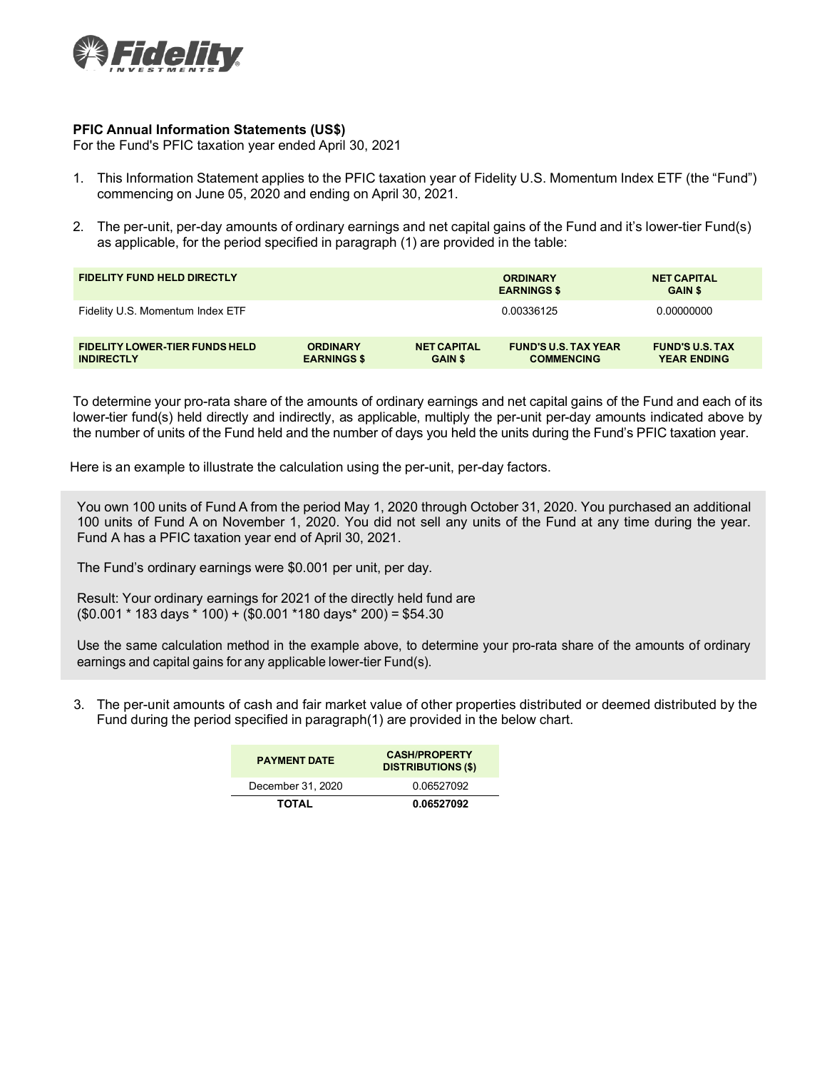**PFIC Annual Information Statements (US$)**
For the Fund's PFIC taxation year ended April 30, 2021

1. This Information Statement applies to the PFIC taxation year of Fidelity U.S. Momentum Index ETF (the "Fund") commencing on June 05, 2020 and ending on April 30, 2021.

2. The per-unit, per-day amounts of ordinary earnings and net capital gains of the Fund and it's lower-tier Fund(s) as applicable, for the period specified in paragraph (1) are provided in the table:

| FIDELITY FUND HELD DIRECTLY | ORDINARY EARNINGS $ | NET CAPITAL GAIN $ |
|---|---|---|
| Fidelity U.S. Momentum Index ETF | 0.00336125 | 0.00000000 |

| FIDELITY LOWER-TIER FUNDS HELD INDIRECTLY | ORDINARY EARNINGS $ | NET CAPITAL GAIN $ | FUND'S U.S. TAX YEAR COMMENCING | FUND'S U.S. TAX YEAR ENDING |
|---|---|---|---|---|

To determine your pro-rata share of the amounts of ordinary earnings and net capital gains of the Fund and each of its lower-tier fund(s) held directly and indirectly, as applicable, multiply the per-unit per-day amounts indicated above by the number of units of the Fund held and the number of days you held the units during the Fund's PFIC taxation year.

Here is an example to illustrate the calculation using the per-unit, per-day factors.

> You own 100 units of Fund A from the period May 1, 2020 through October 31, 2020. You purchased an additional 100 units of Fund A on November 1, 2020. You did not sell any units of the Fund at any time during the year. Fund A has a PFIC taxation year end of April 30, 2021.
>
> The Fund's ordinary earnings were $0.001 per unit, per day.
>
> Result: Your ordinary earnings for 2021 of the directly held fund are
> ($0.001 * 183 days * 100) + ($0.001 *180 days* 200) = $54.30
>
> Use the same calculation method in the example above, to determine your pro-rata share of the amounts of ordinary earnings and capital gains for any applicable lower-tier Fund(s).

3. The per-unit amounts of cash and fair market value of other properties distributed or deemed distributed by the Fund during the period specified in paragraph(1) are provided in the below chart.

| PAYMENT DATE | CASH/PROPERTY DISTRIBUTIONS ($) |
|---|---|
| December 31, 2020 | 0.06527092 |
| **TOTAL** | **0.06527092** |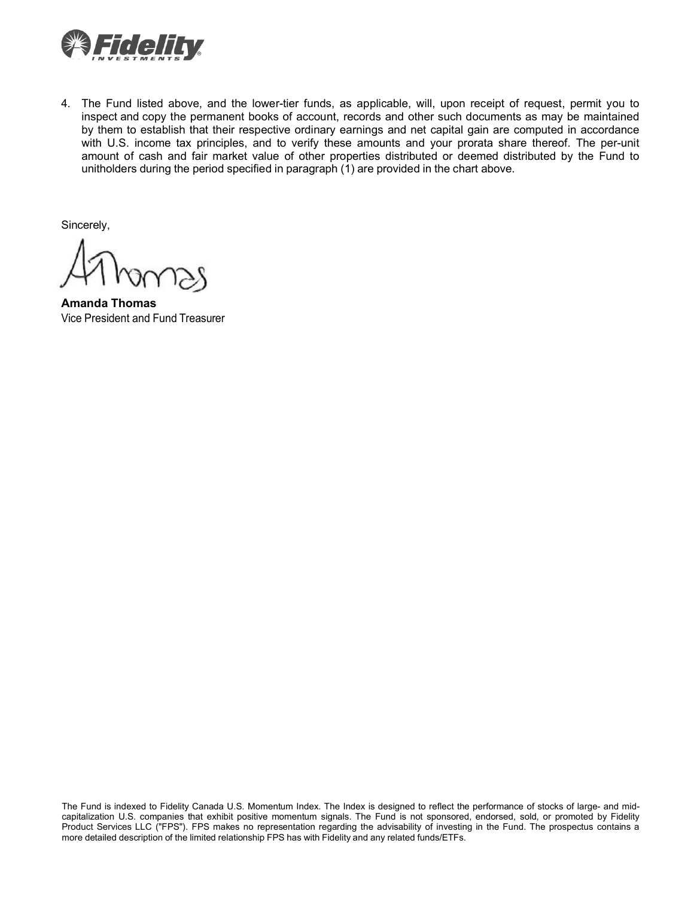4. The Fund listed above, and the lower-tier funds, as applicable, will, upon receipt of request, permit you to inspect and copy the permanent books of account, records and other such documents as may be maintained by them to establish that their respective ordinary earnings and net capital gain are computed in accordance with U.S. income tax principles, and to verify these amounts and your prorata share thereof. The per-unit amount of cash and fair market value of other properties distributed or deemed distributed by the Fund to unitholders during the period specified in paragraph (1) are provided in the chart above.

Sincerely,

**Amanda Thomas**
Vice President and Fund Treasurer

The Fund is indexed to Fidelity Canada U.S. Momentum Index. The Index is designed to reflect the performance of stocks of large- and mid-capitalization U.S. companies that exhibit positive momentum signals. The Fund is not sponsored, endorsed, sold, or promoted by Fidelity Product Services LLC ("FPS"). FPS makes no representation regarding the advisability of investing in the Fund. The prospectus contains a more detailed description of the limited relationship FPS has with Fidelity and any related funds/ETFs.